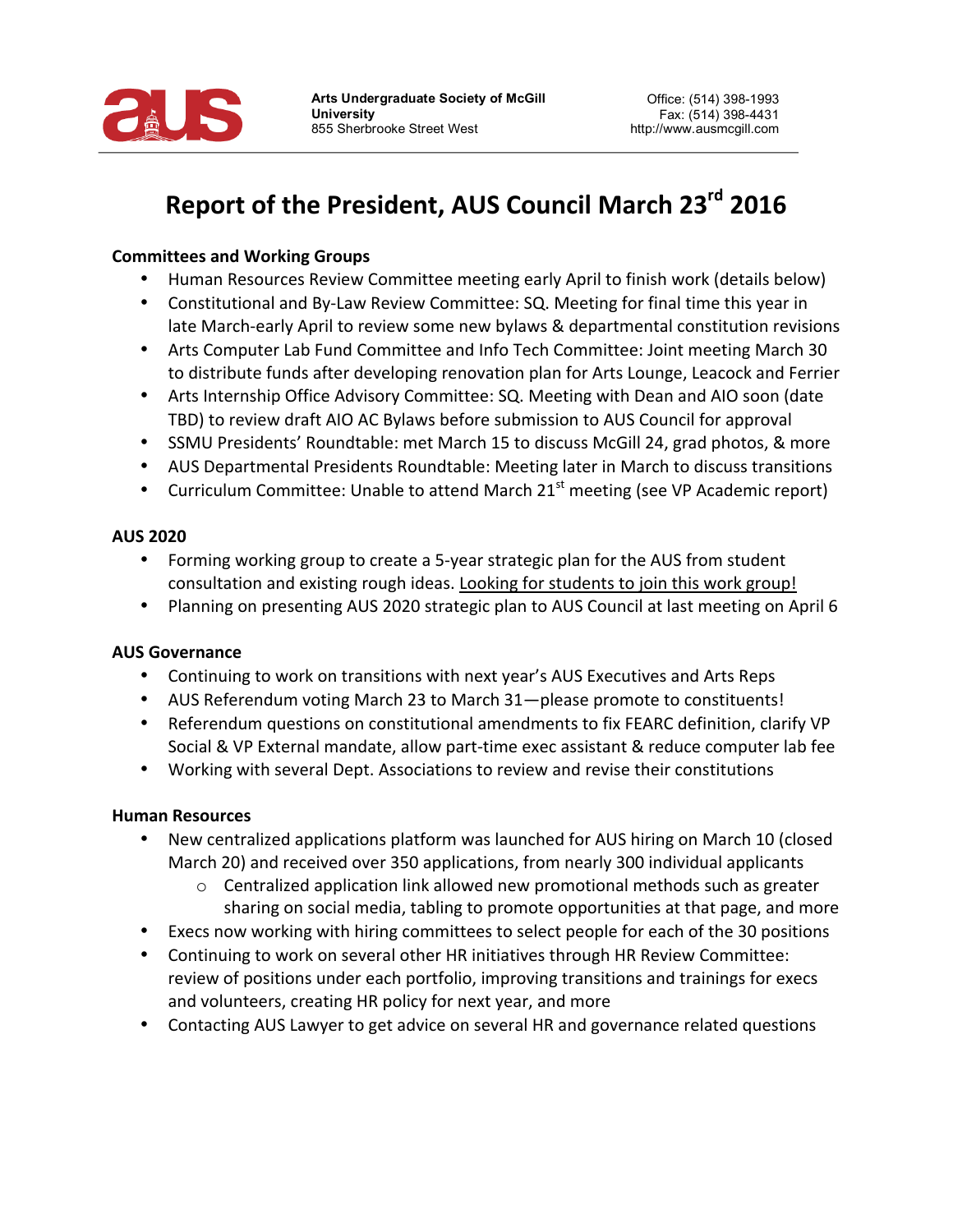**Arts Undergraduate Society of McGill University**
855 Sherbrooke Street West

Office: (514) 398-1993
Fax: (514) 398-4431
http://www.ausmcgill.com

# Report of the President, AUS Council March 23rd 2016

**Committees and Working Groups**

- Human Resources Review Committee meeting early April to finish work (details below)
- Constitutional and By-Law Review Committee: SQ. Meeting for final time this year in late March-early April to review some new bylaws & departmental constitution revisions
- Arts Computer Lab Fund Committee and Info Tech Committee: Joint meeting March 30 to distribute funds after developing renovation plan for Arts Lounge, Leacock and Ferrier
- Arts Internship Office Advisory Committee: SQ. Meeting with Dean and AIO soon (date TBD) to review draft AIO AC Bylaws before submission to AUS Council for approval
- SSMU Presidents' Roundtable: met March 15 to discuss McGill 24, grad photos, & more
- AUS Departmental Presidents Roundtable: Meeting later in March to discuss transitions
- Curriculum Committee: Unable to attend March 21st meeting (see VP Academic report)

**AUS 2020**

- Forming working group to create a 5-year strategic plan for the AUS from student consultation and existing rough ideas. Looking for students to join this work group!
- Planning on presenting AUS 2020 strategic plan to AUS Council at last meeting on April 6

**AUS Governance**

- Continuing to work on transitions with next year's AUS Executives and Arts Reps
- AUS Referendum voting March 23 to March 31—please promote to constituents!
- Referendum questions on constitutional amendments to fix FEARC definition, clarify VP Social & VP External mandate, allow part-time exec assistant & reduce computer lab fee
- Working with several Dept. Associations to review and revise their constitutions

**Human Resources**

- New centralized applications platform was launched for AUS hiring on March 10 (closed March 20) and received over 350 applications, from nearly 300 individual applicants
  - Centralized application link allowed new promotional methods such as greater sharing on social media, tabling to promote opportunities at that page, and more
- Execs now working with hiring committees to select people for each of the 30 positions
- Continuing to work on several other HR initiatives through HR Review Committee: review of positions under each portfolio, improving transitions and trainings for execs and volunteers, creating HR policy for next year, and more
- Contacting AUS Lawyer to get advice on several HR and governance related questions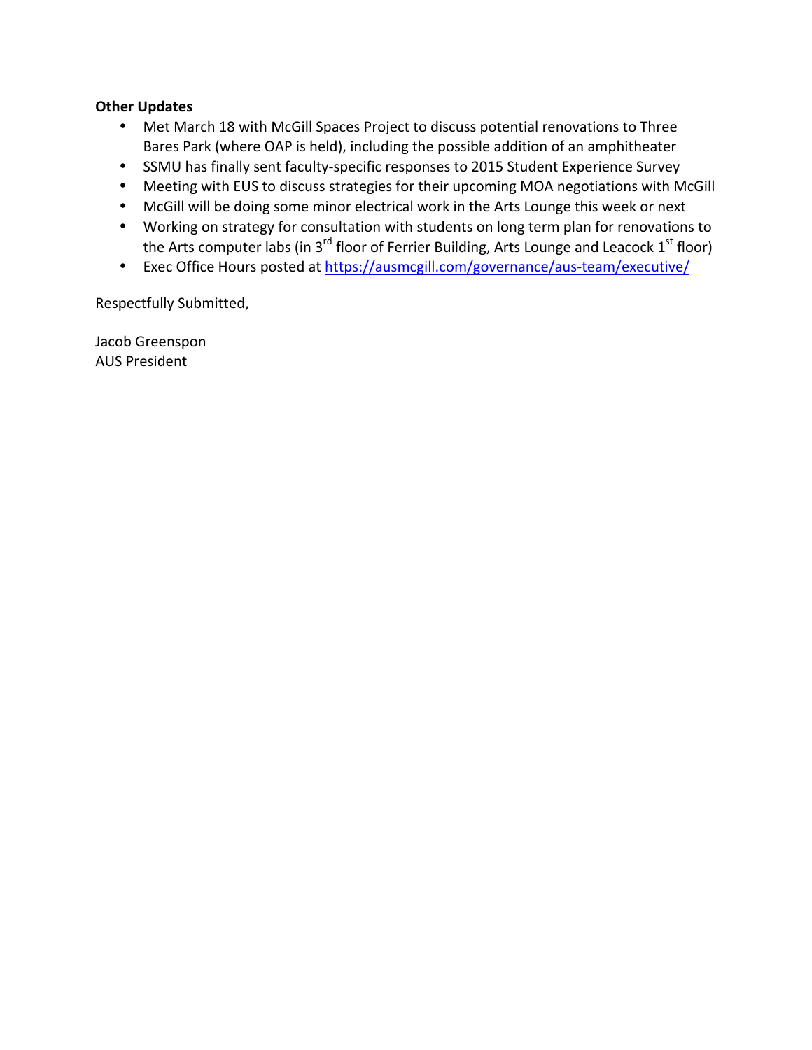**Other Updates**

- Met March 18 with McGill Spaces Project to discuss potential renovations to Three Bares Park (where OAP is held), including the possible addition of an amphitheater
- SSMU has finally sent faculty-specific responses to 2015 Student Experience Survey
- Meeting with EUS to discuss strategies for their upcoming MOA negotiations with McGill
- McGill will be doing some minor electrical work in the Arts Lounge this week or next
- Working on strategy for consultation with students on long term plan for renovations to the Arts computer labs (in 3rd floor of Ferrier Building, Arts Lounge and Leacock 1st floor)
- Exec Office Hours posted at https://ausmcgill.com/governance/aus-team/executive/

Respectfully Submitted,

Jacob Greenspon
AUS President